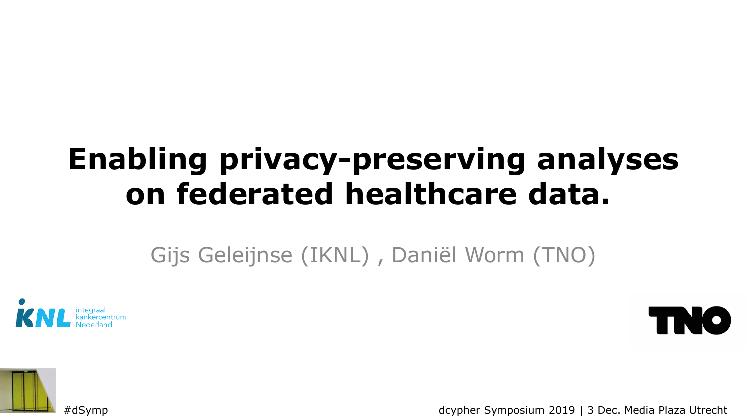# Enabling privacy-preserving analyses on federated healthcare data.

Gijs Geleijnse (IKNL) , Daniël Worm (TNO)

#dSymp

dcypher Symposium 2019 | 3 Dec. Media Plaza Utrecht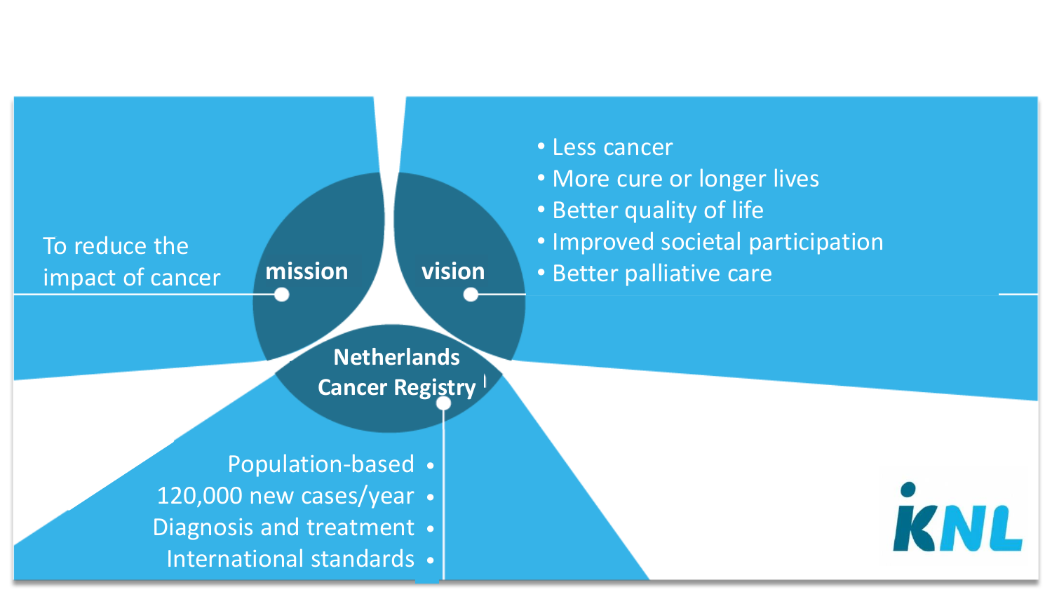**mission**

To reduce the impact of cancer

**vision**

- Less cancer
- More cure or longer lives
- Better quality of life
- Improved societal participation
- Better palliative care

**Netherlands Cancer Registry**

- Population-based
- 120,000 new cases/year
- Diagnosis and treatment
- International standards

IKNL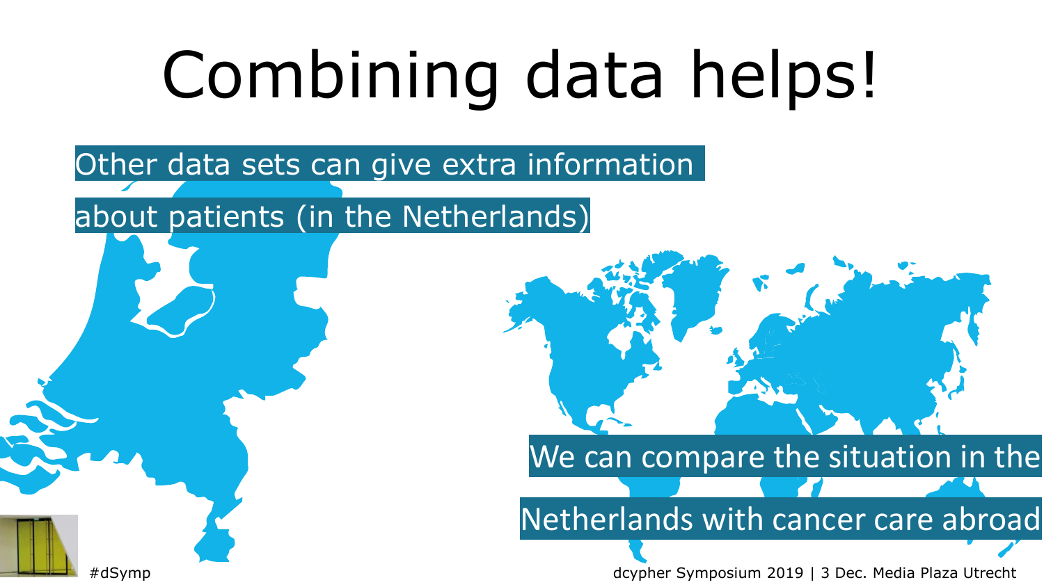# Combining data helps!

Other data sets can give extra information about patients (in the Netherlands)

We can compare the situation in the Netherlands with cancer care abroad

#dSymp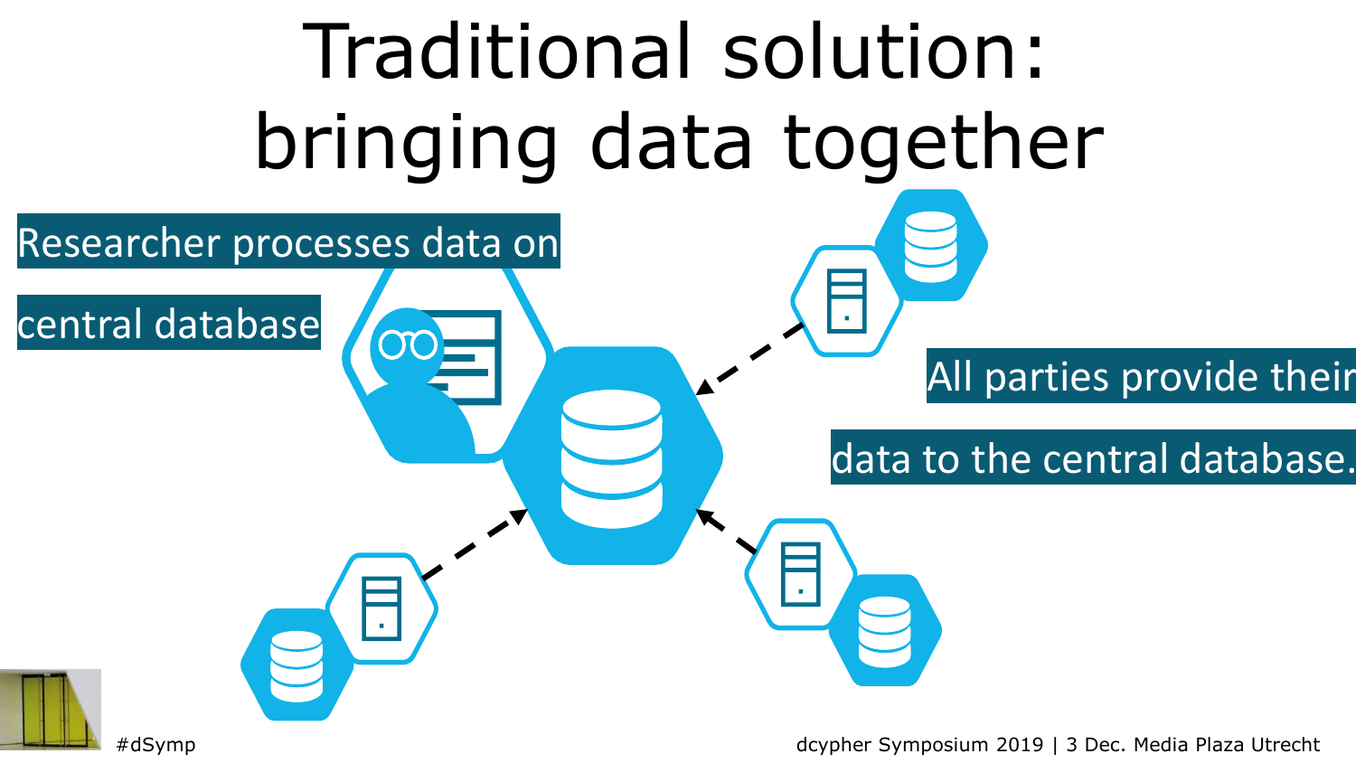# Traditional solution: bringing data together

Researcher processes data on central database

All parties provide their data to the central database.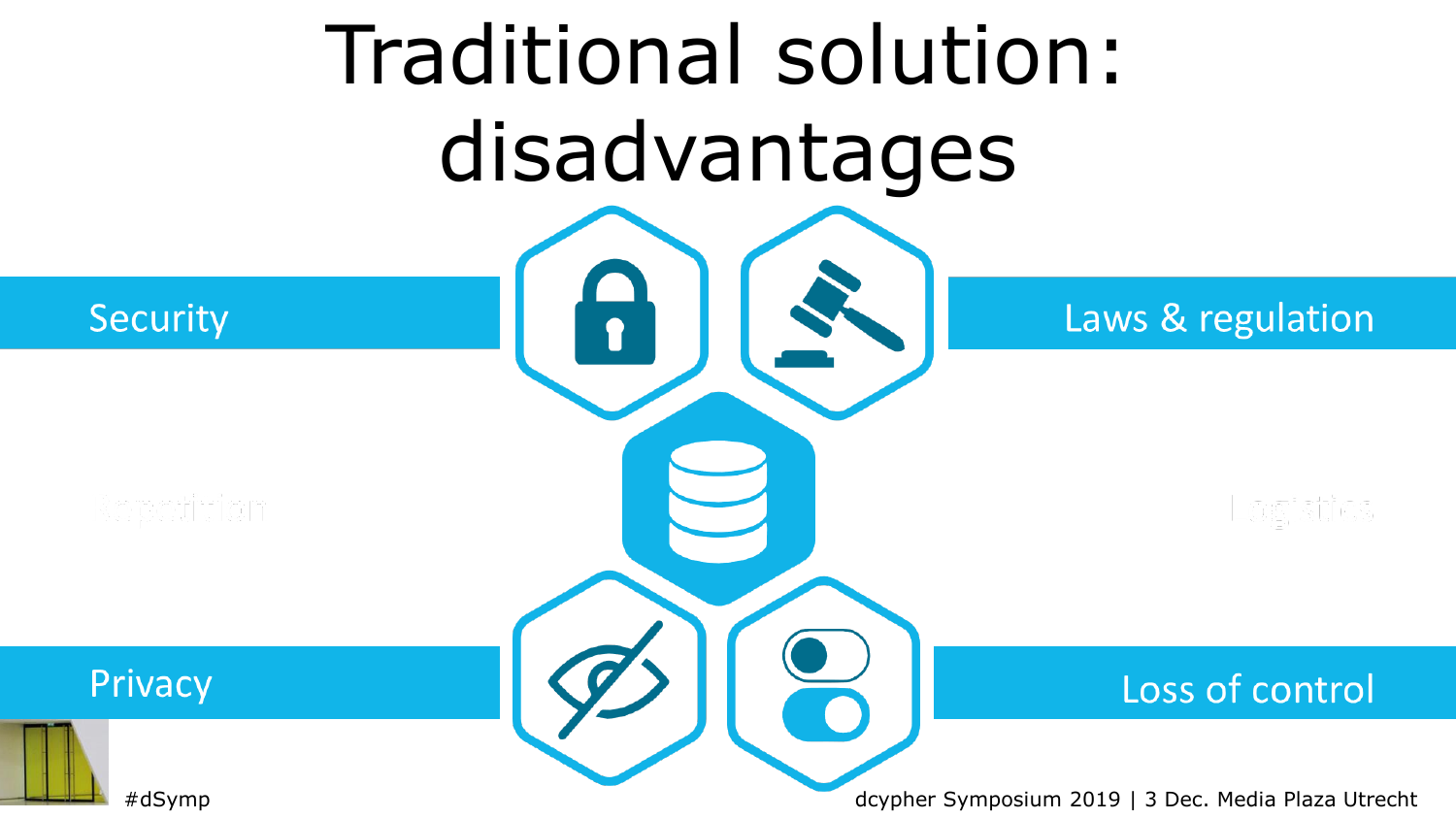# Traditional solution: disadvantages

Security

Laws & regulation

Competition

Logistics

Privacy

Loss of control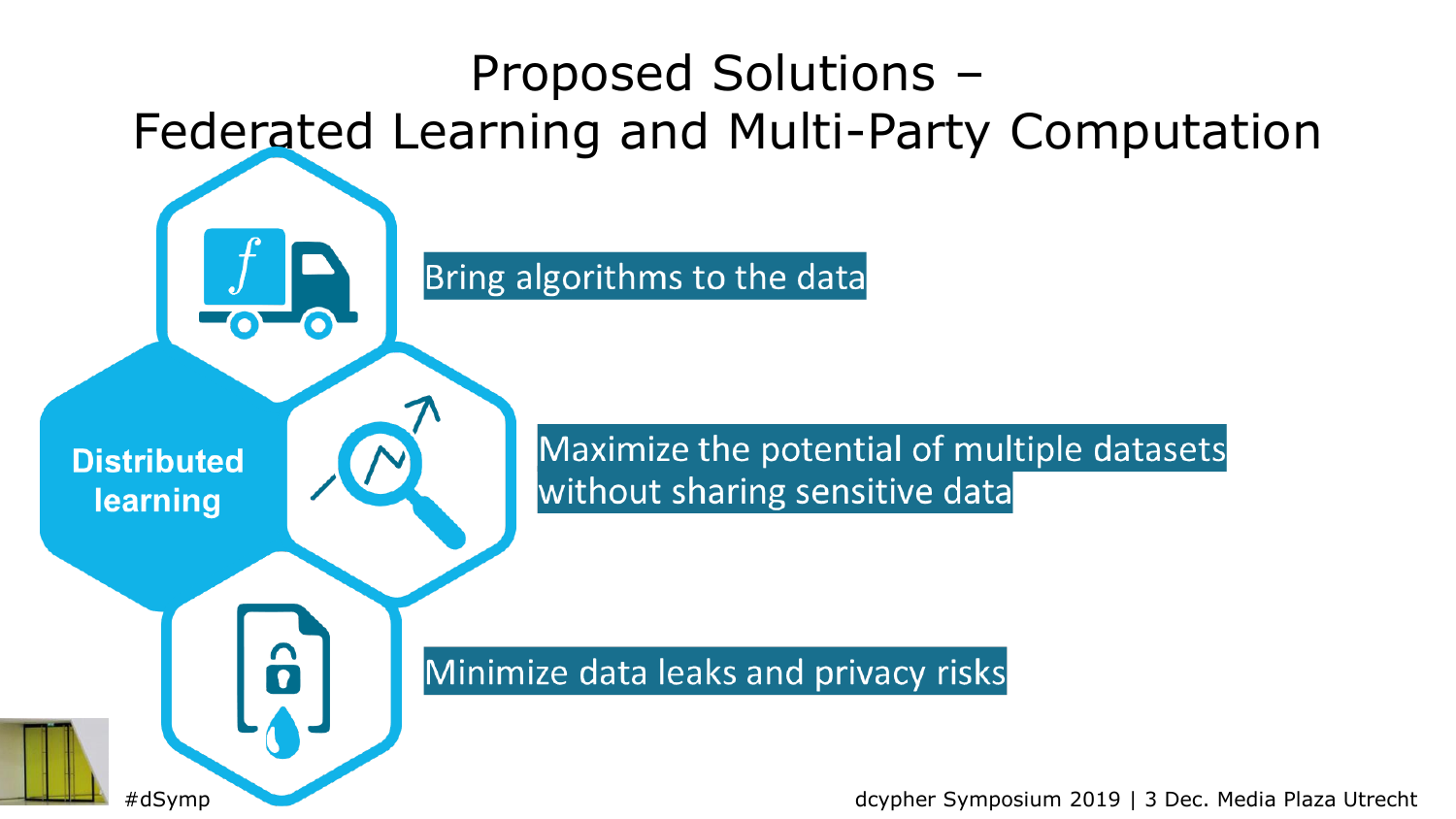# Proposed Solutions – Federated Learning and Multi-Party Computation

**Distributed learning**

- Bring algorithms to the data
- Maximize the potential of multiple datasets without sharing sensitive data
- Minimize data leaks and privacy risks

#dSymp

dcypher Symposium 2019 | 3 Dec. Media Plaza Utrecht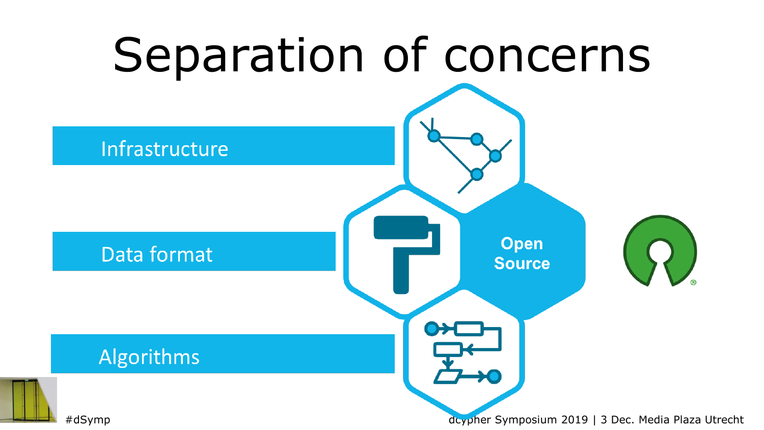# Separation of concerns

Infrastructure

Data format

Algorithms

Open Source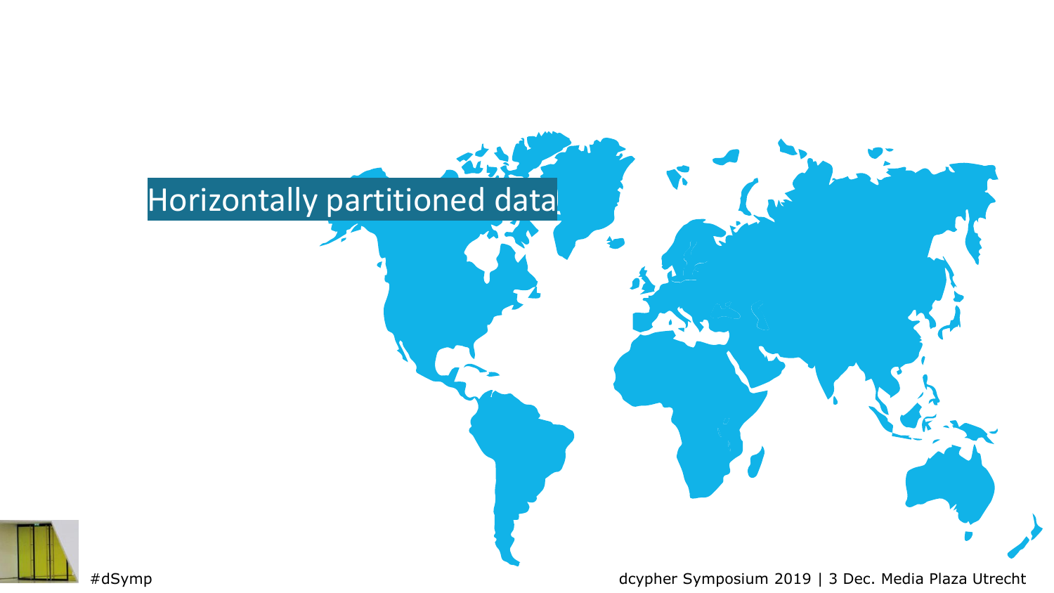# Horizontally partitioned data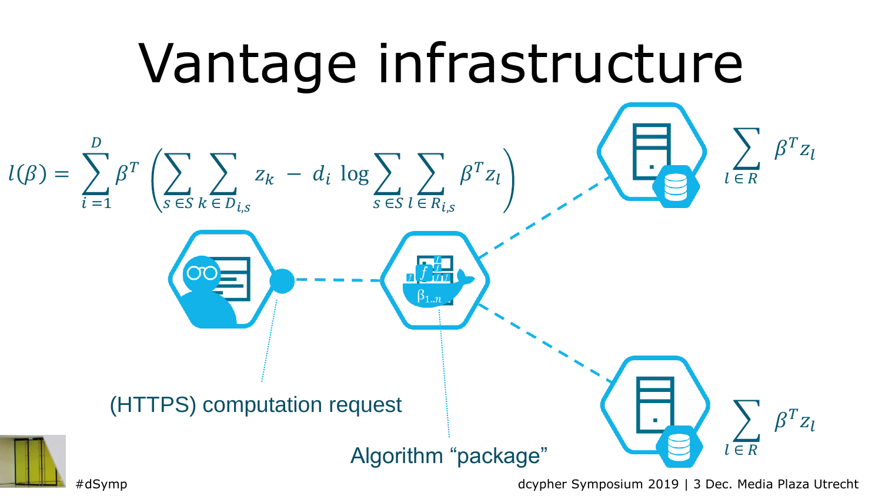# Vantage infrastructure

$$l(\beta) = \sum_{i=1}^{D} \beta^T \left( \sum_{s \in S} \sum_{k \in D_{i,s}} z_k - d_i \log \sum_{s \in S} \sum_{l \in R_{i,s}} \beta^T z_l \right)$$

$\sum_{l \in R} \beta^T z_l$

$\beta_{1..n}$

(HTTPS) computation request

Algorithm “package”

$\sum_{l \in R} \beta^T z_l$

#dSymp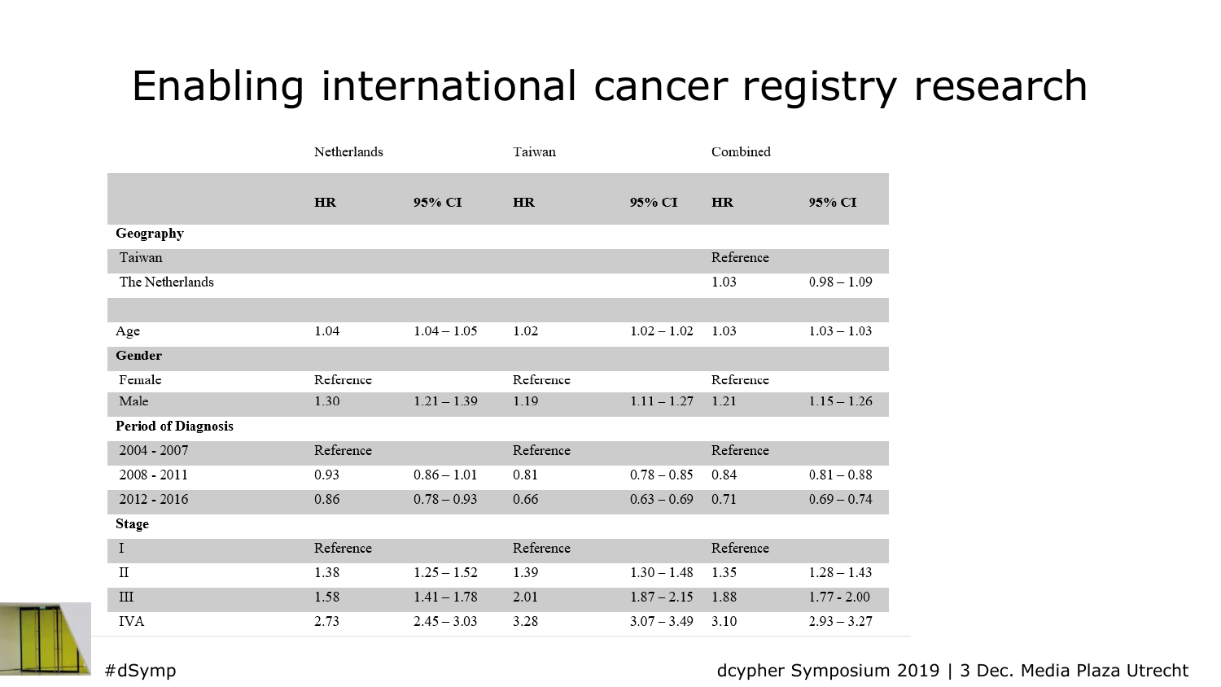# Enabling international cancer registry research

| | Netherlands | | Taiwan | | Combined | |
|---|---|---|---|---|---|---|
| | **HR** | **95% CI** | **HR** | **95% CI** | **HR** | **95% CI** |
| **Geography** | | | | | | |
| Taiwan | | | | | Reference | |
| The Netherlands | | | | | 1.03 | 0.98 – 1.09 |
| | | | | | | |
| Age | 1.04 | 1.04 – 1.05 | 1.02 | 1.02 – 1.02 | 1.03 | 1.03 – 1.03 |
| **Gender** | | | | | | |
| Female | Reference | | Reference | | Reference | |
| Male | 1.30 | 1.21 – 1.39 | 1.19 | 1.11 – 1.27 | 1.21 | 1.15 – 1.26 |
| **Period of Diagnosis** | | | | | | |
| 2004 - 2007 | Reference | | Reference | | Reference | |
| 2008 - 2011 | 0.93 | 0.86 – 1.01 | 0.81 | 0.78 – 0.85 | 0.84 | 0.81 – 0.88 |
| 2012 - 2016 | 0.86 | 0.78 – 0.93 | 0.66 | 0.63 – 0.69 | 0.71 | 0.69 – 0.74 |
| **Stage** | | | | | | |
| I | Reference | | Reference | | Reference | |
| II | 1.38 | 1.25 – 1.52 | 1.39 | 1.30 – 1.48 | 1.35 | 1.28 – 1.43 |
| III | 1.58 | 1.41 – 1.78 | 2.01 | 1.87 – 2.15 | 1.88 | 1.77 - 2.00 |
| IVA | 2.73 | 2.45 – 3.03 | 3.28 | 3.07 – 3.49 | 3.10 | 2.93 – 3.27 |

#dSymp

dcypher Symposium 2019 | 3 Dec. Media Plaza Utrecht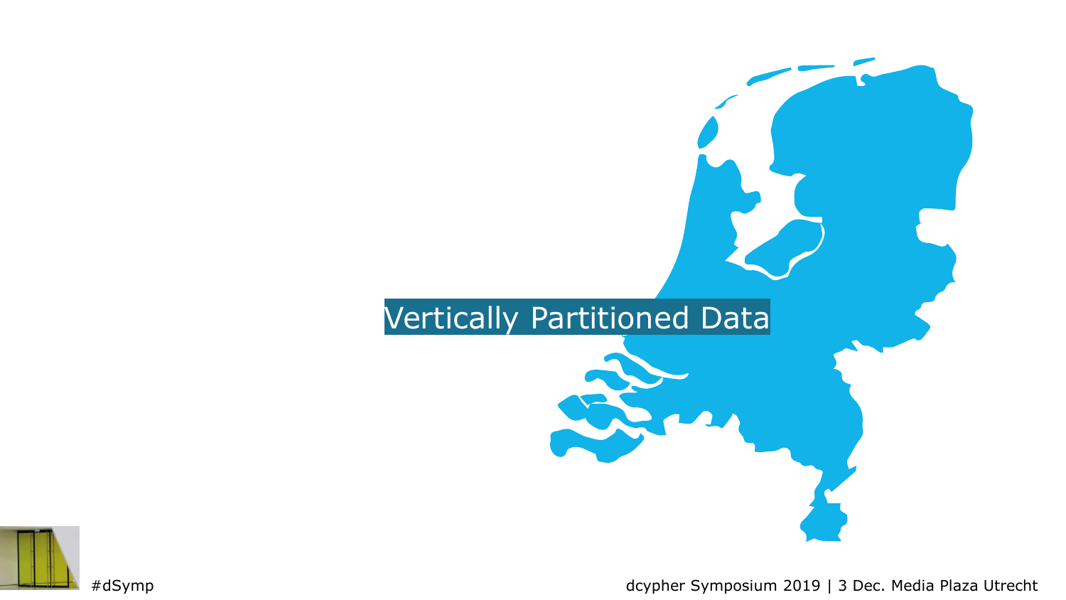# Vertically Partitioned Data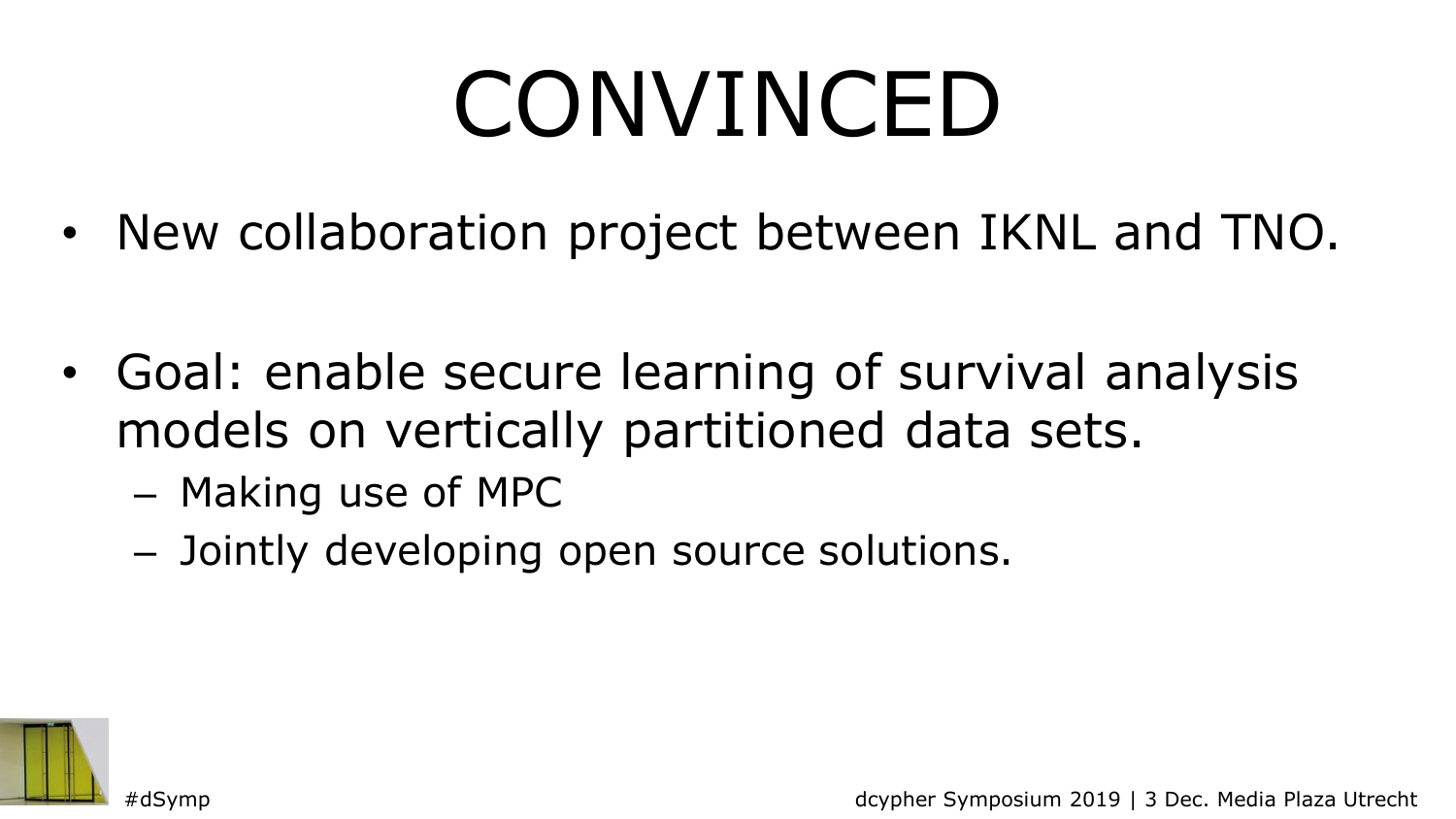# CONVINCED

- New collaboration project between IKNL and TNO.
- Goal: enable secure learning of survival analysis models on vertically partitioned data sets.
  - Making use of MPC
  - Jointly developing open source solutions.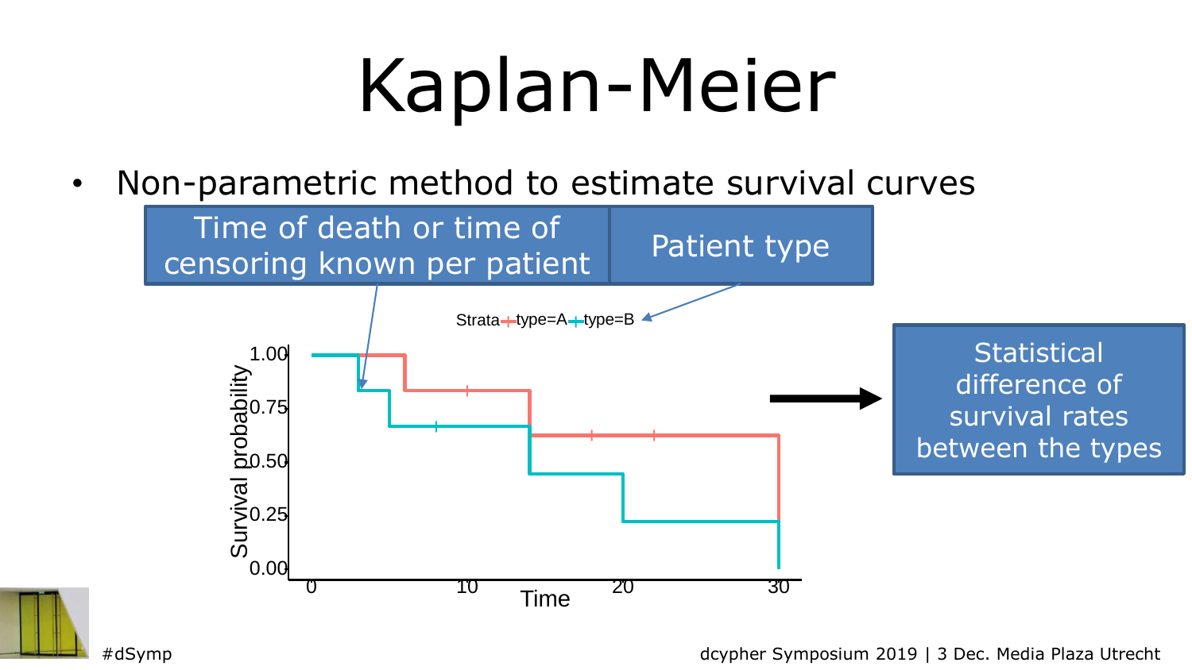# Kaplan-Meier

- Non-parametric method to estimate survival curves

Time of death or time of censoring known per patient

Patient type

Strata type=A type=B

Survival probability

1.00
0.75
0.50
0.25
0.00

0
10
20
30

Time

Statistical difference of survival rates between the types

#dSymp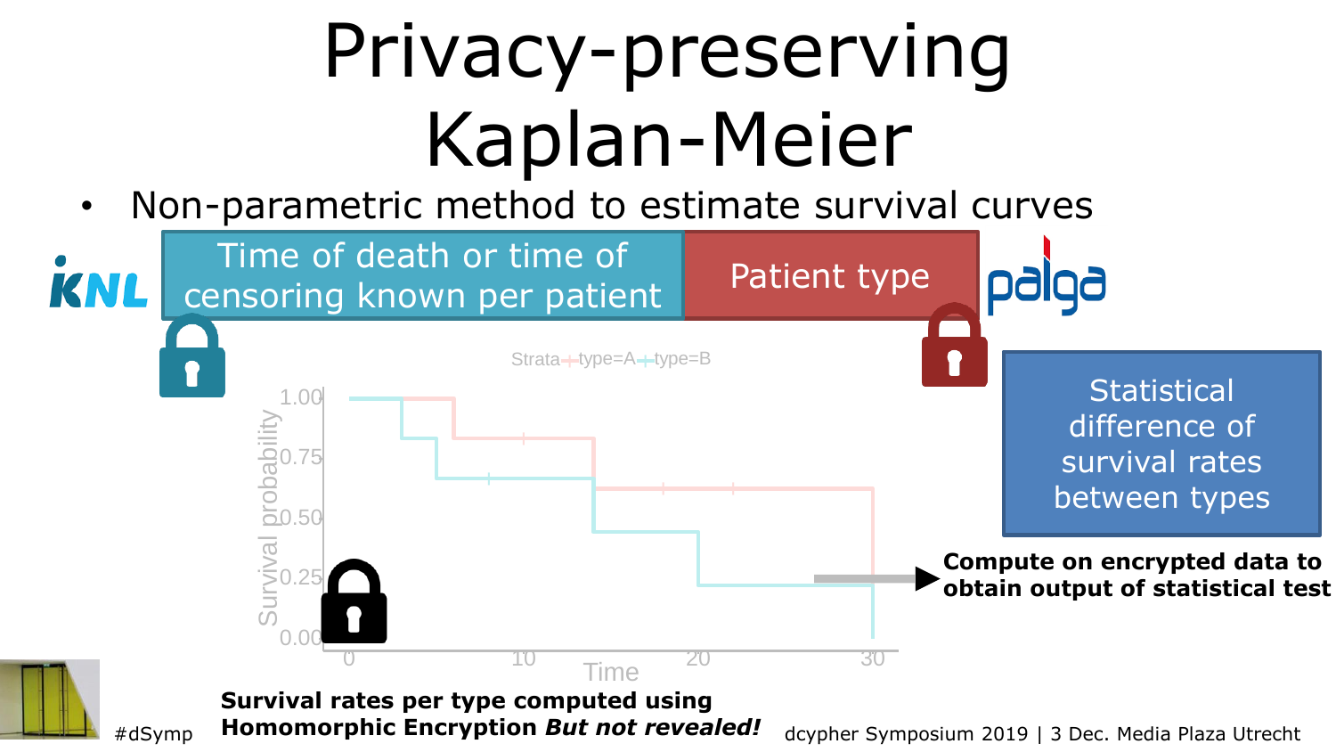# Privacy-preserving Kaplan-Meier

- Non-parametric method to estimate survival curves

KNL

Time of death or time of censoring known per patient

Patient type

palga

Strata type=A type=B

Survival probability

1.00

0.75

0.50

0.25

0.00

0 10 20 30

Time

Statistical difference of survival rates between types

**Compute on encrypted data to obtain output of statistical test**

**Survival rates per type computed using Homomorphic Encryption *But not revealed!***

#dSymp

dcypher Symposium 2019 | 3 Dec. Media Plaza Utrecht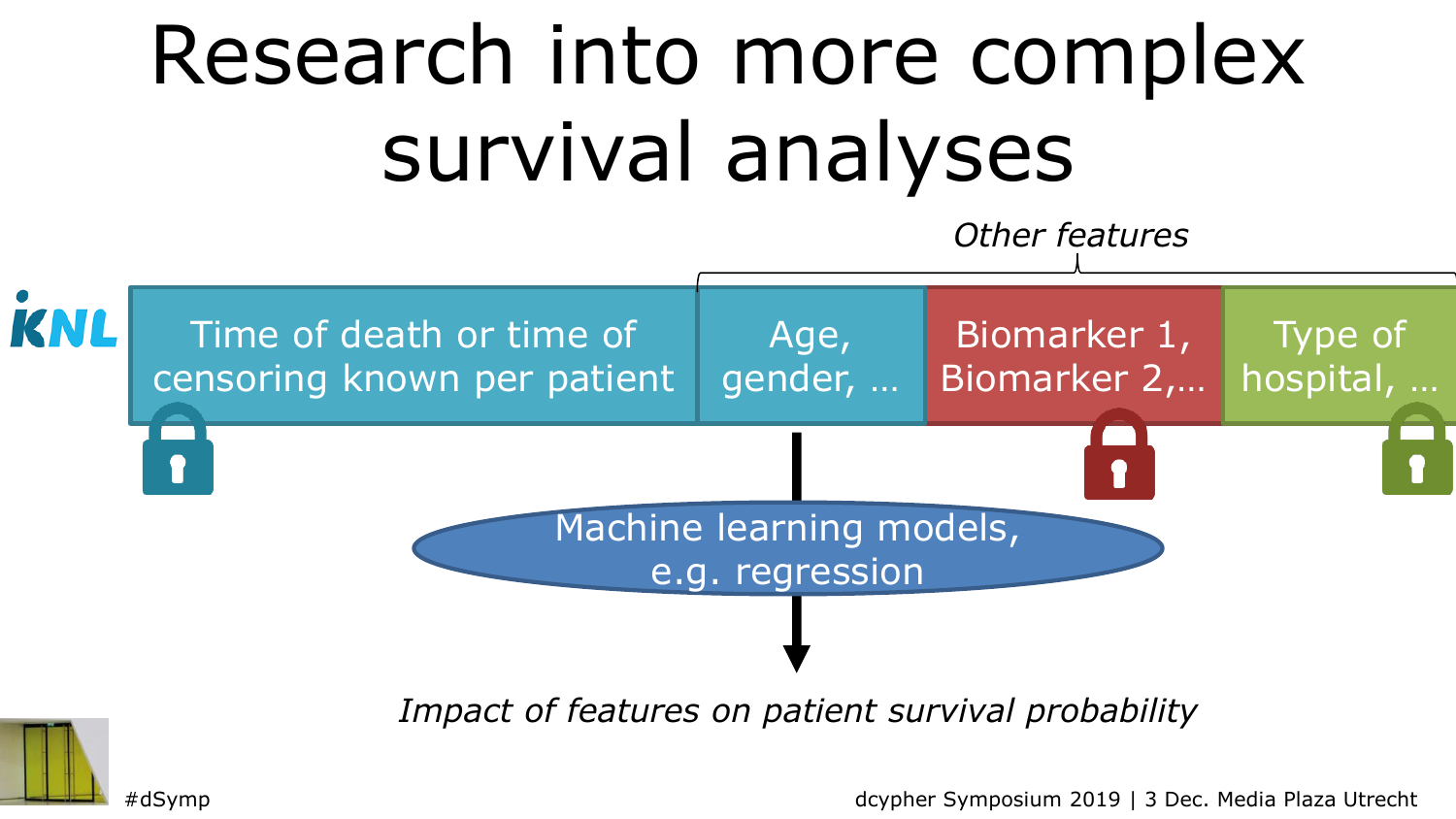# Research into more complex survival analyses

*Other features*

KNL

Time of death or time of censoring known per patient

Age, gender, …

Biomarker 1, Biomarker 2,…

Type of hospital, …

Machine learning models, e.g. regression

*Impact of features on patient survival probability*

#dSymp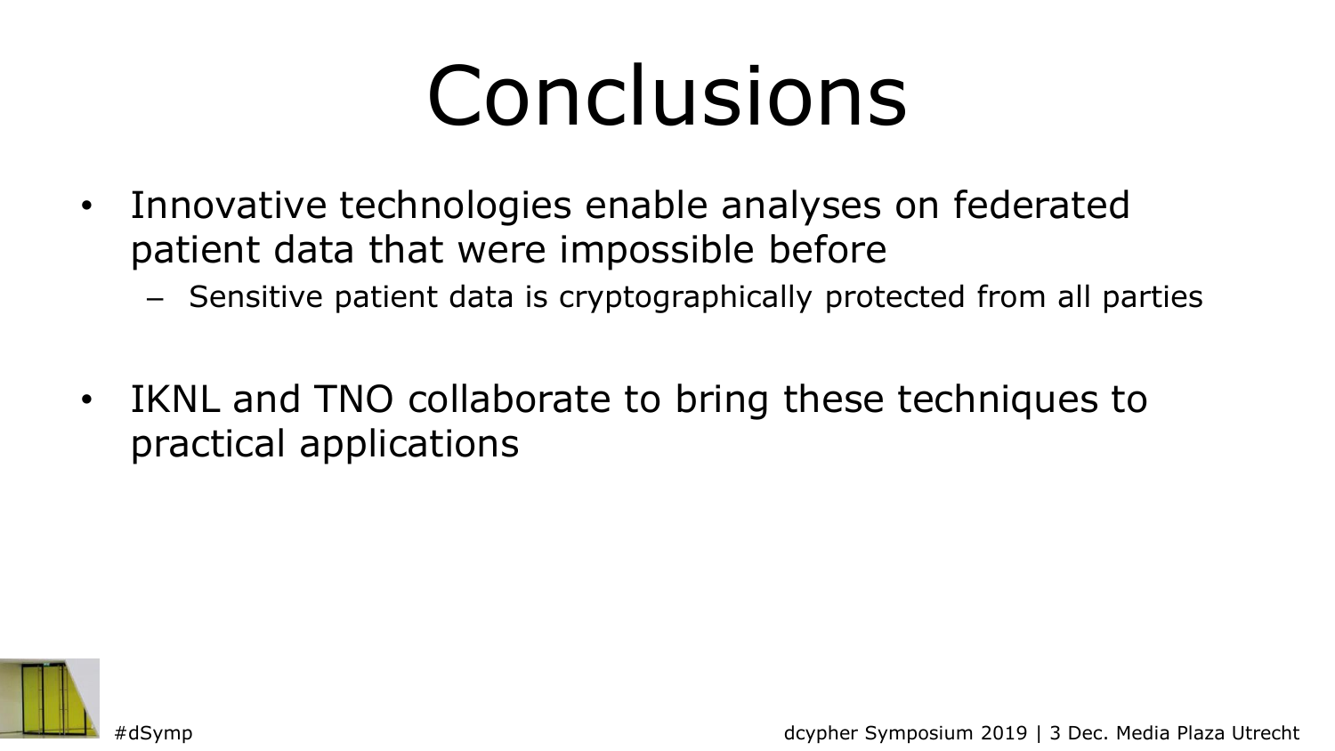# Conclusions

- Innovative technologies enable analyses on federated patient data that were impossible before
  - Sensitive patient data is cryptographically protected from all parties
- IKNL and TNO collaborate to bring these techniques to practical applications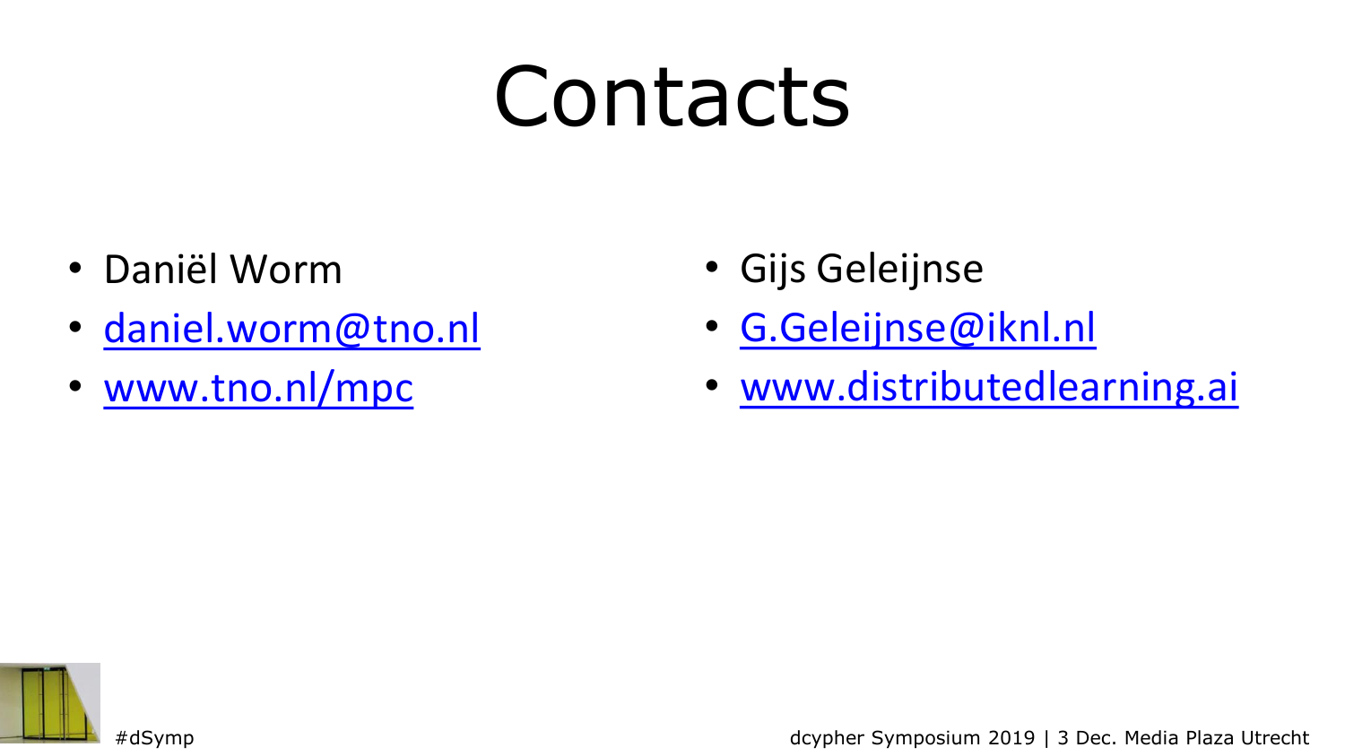# Contacts

- Daniël Worm
- daniel.worm@tno.nl
- www.tno.nl/mpc

- Gijs Geleijnse
- G.Geleijnse@iknl.nl
- www.distributedlearning.ai